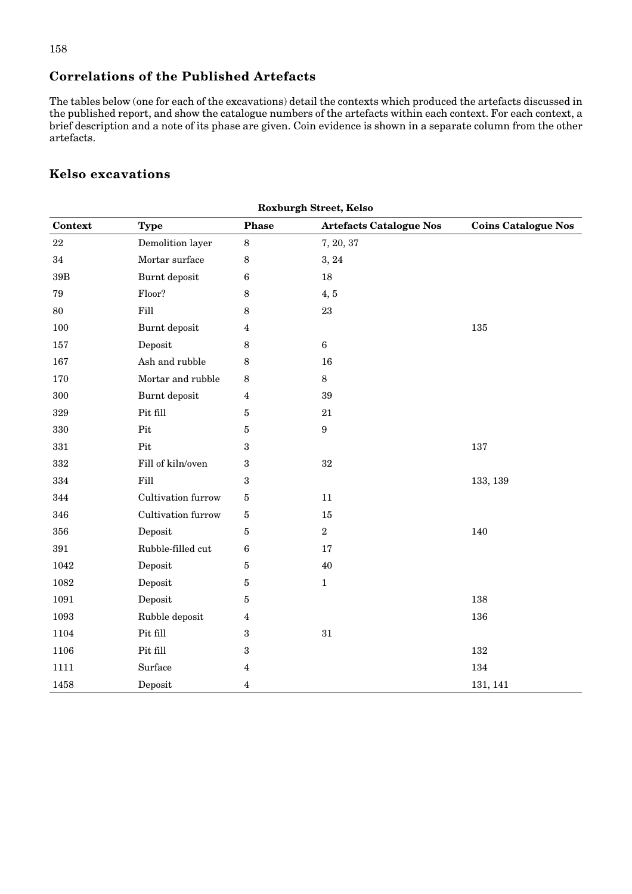## Correlations of the Published Artefacts

The tables below (one for each of the excavations) detail the contexts which produced the artefacts discussed in the published report, and show the catalogue numbers of the artefacts within each context. For each context, a brief description and a note of its phase are given. Coin evidence is shown in a separate column from the other artefacts.

## Kelso excavations

**Roxburgh Street, Kelso**

| Context | Type | Phase | Artefacts Catalogue Nos | Coins Catalogue Nos |
|---|---|---|---|---|
| 22 | Demolition layer | 8 | 7, 20, 37 | |
| 34 | Mortar surface | 8 | 3, 24 | |
| 39B | Burnt deposit | 6 | 18 | |
| 79 | Floor? | 8 | 4, 5 | |
| 80 | Fill | 8 | 23 | |
| 100 | Burnt deposit | 4 | | 135 |
| 157 | Deposit | 8 | 6 | |
| 167 | Ash and rubble | 8 | 16 | |
| 170 | Mortar and rubble | 8 | 8 | |
| 300 | Burnt deposit | 4 | 39 | |
| 329 | Pit fill | 5 | 21 | |
| 330 | Pit | 5 | 9 | |
| 331 | Pit | 3 | | 137 |
| 332 | Fill of kiln/oven | 3 | 32 | |
| 334 | Fill | 3 | | 133, 139 |
| 344 | Cultivation furrow | 5 | 11 | |
| 346 | Cultivation furrow | 5 | 15 | |
| 356 | Deposit | 5 | 2 | 140 |
| 391 | Rubble-filled cut | 6 | 17 | |
| 1042 | Deposit | 5 | 40 | |
| 1082 | Deposit | 5 | 1 | |
| 1091 | Deposit | 5 | | 138 |
| 1093 | Rubble deposit | 4 | | 136 |
| 1104 | Pit fill | 3 | 31 | |
| 1106 | Pit fill | 3 | | 132 |
| 1111 | Surface | 4 | | 134 |
| 1458 | Deposit | 4 | | 131, 141 |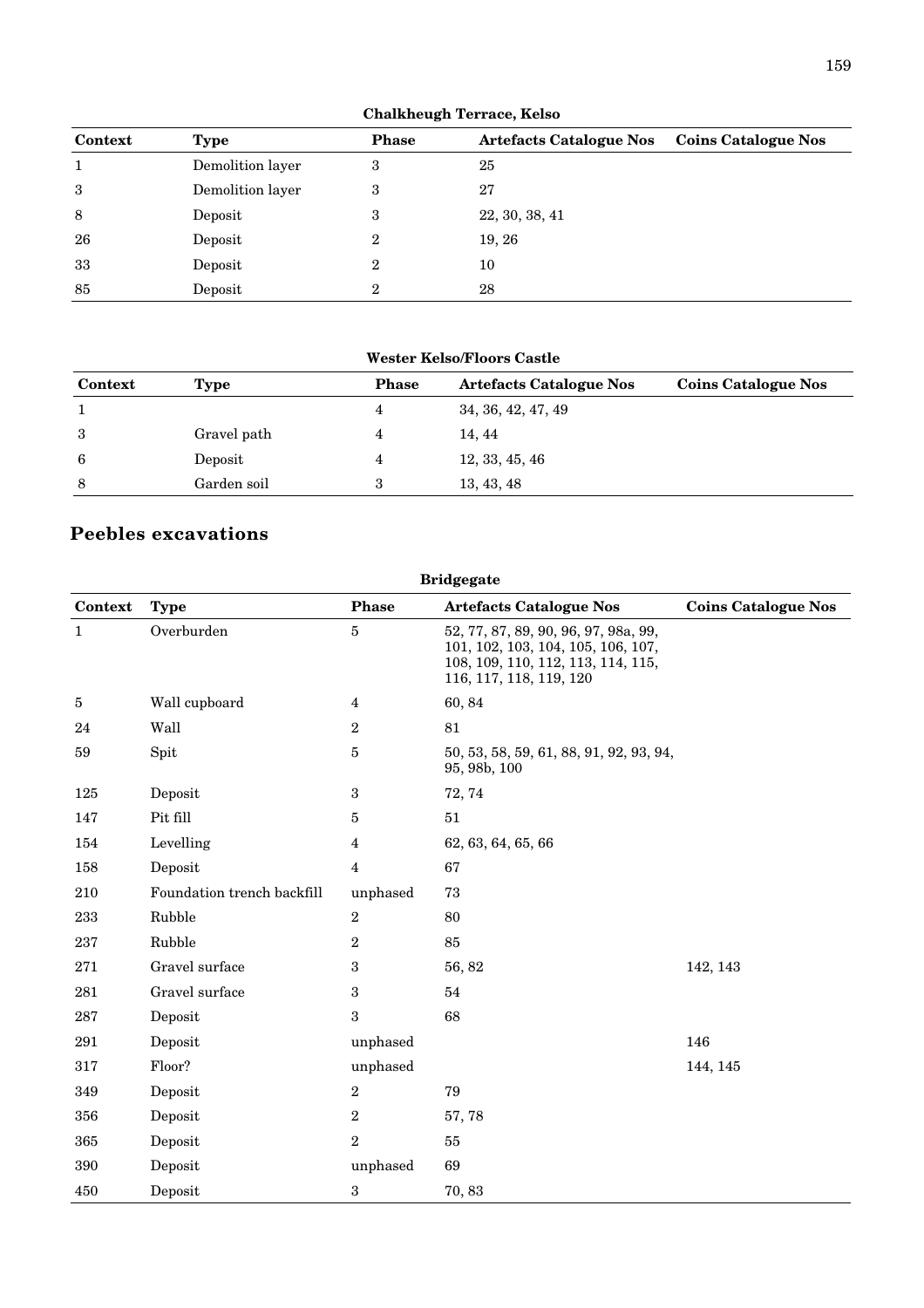**Chalkheugh Terrace, Kelso**

| Context | Type | Phase | Artefacts Catalogue Nos | Coins Catalogue Nos |
|---|---|---|---|---|
| 1 | Demolition layer | 3 | 25 | |
| 3 | Demolition layer | 3 | 27 | |
| 8 | Deposit | 3 | 22, 30, 38, 41 | |
| 26 | Deposit | 2 | 19, 26 | |
| 33 | Deposit | 2 | 10 | |
| 85 | Deposit | 2 | 28 | |

**Wester Kelso/Floors Castle**

| Context | Type | Phase | Artefacts Catalogue Nos | Coins Catalogue Nos |
|---|---|---|---|---|
| 1 | | 4 | 34, 36, 42, 47, 49 | |
| 3 | Gravel path | 4 | 14, 44 | |
| 6 | Deposit | 4 | 12, 33, 45, 46 | |
| 8 | Garden soil | 3 | 13, 43, 48 | |

## Peebles excavations

**Bridgegate**

| Context | Type | Phase | Artefacts Catalogue Nos | Coins Catalogue Nos |
|---|---|---|---|---|
| 1 | Overburden | 5 | 52, 77, 87, 89, 90, 96, 97, 98a, 99, 101, 102, 103, 104, 105, 106, 107, 108, 109, 110, 112, 113, 114, 115, 116, 117, 118, 119, 120 | |
| 5 | Wall cupboard | 4 | 60, 84 | |
| 24 | Wall | 2 | 81 | |
| 59 | Spit | 5 | 50, 53, 58, 59, 61, 88, 91, 92, 93, 94, 95, 98b, 100 | |
| 125 | Deposit | 3 | 72, 74 | |
| 147 | Pit fill | 5 | 51 | |
| 154 | Levelling | 4 | 62, 63, 64, 65, 66 | |
| 158 | Deposit | 4 | 67 | |
| 210 | Foundation trench backfill | unphased | 73 | |
| 233 | Rubble | 2 | 80 | |
| 237 | Rubble | 2 | 85 | |
| 271 | Gravel surface | 3 | 56, 82 | 142, 143 |
| 281 | Gravel surface | 3 | 54 | |
| 287 | Deposit | 3 | 68 | |
| 291 | Deposit | unphased | | 146 |
| 317 | Floor? | unphased | | 144, 145 |
| 349 | Deposit | 2 | 79 | |
| 356 | Deposit | 2 | 57, 78 | |
| 365 | Deposit | 2 | 55 | |
| 390 | Deposit | unphased | 69 | |
| 450 | Deposit | 3 | 70, 83 | |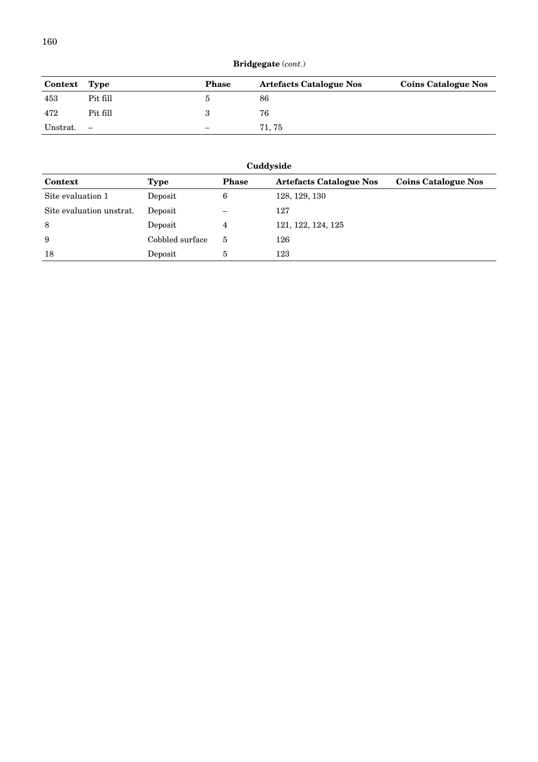**Bridgegate** (*cont.*)

| Context | Type | Phase | Artefacts Catalogue Nos | Coins Catalogue Nos |
|---|---|---|---|---|
| 453 | Pit fill | 5 | 86 | |
| 472 | Pit fill | 3 | 76 | |
| Unstrat. | – | – | 71, 75 | |

**Cuddyside**

| Context | Type | Phase | Artefacts Catalogue Nos | Coins Catalogue Nos |
|---|---|---|---|---|
| Site evaluation 1 | Deposit | 6 | 128, 129, 130 | |
| Site evaluation unstrat. | Deposit | – | 127 | |
| 8 | Deposit | 4 | 121, 122, 124, 125 | |
| 9 | Cobbled surface | 5 | 126 | |
| 18 | Deposit | 5 | 123 | |